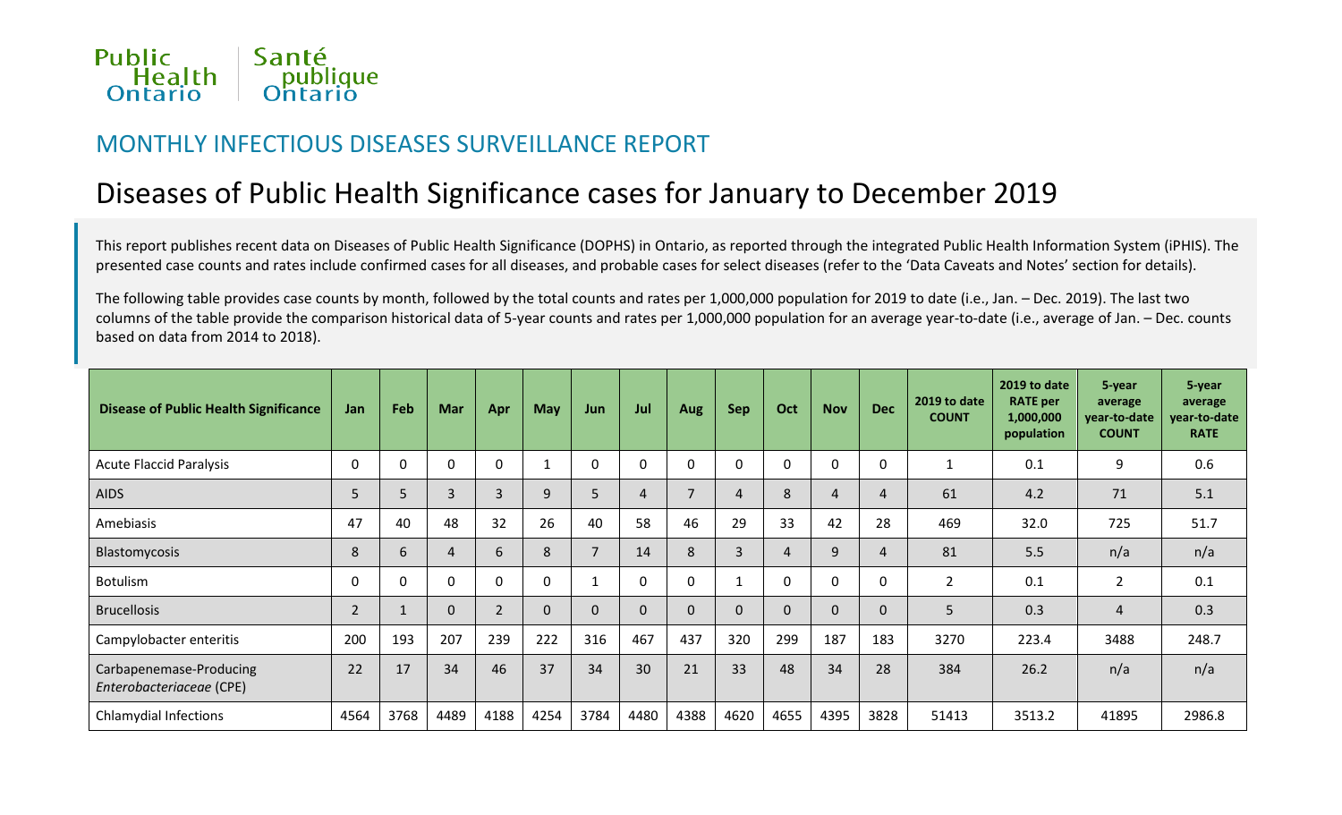Public Health Ontario | Santé publique Ontario

MONTHLY INFECTIOUS DISEASES SURVEILLANCE REPORT

# Diseases of Public Health Significance cases for January to December 2019

This report publishes recent data on Diseases of Public Health Significance (DOPHS) in Ontario, as reported through the integrated Public Health Information System (iPHIS). The presented case counts and rates include confirmed cases for all diseases, and probable cases for select diseases (refer to the 'Data Caveats and Notes' section for details).

The following table provides case counts by month, followed by the total counts and rates per 1,000,000 population for 2019 to date (i.e., Jan. – Dec. 2019). The last two columns of the table provide the comparison historical data of 5-year counts and rates per 1,000,000 population for an average year-to-date (i.e., average of Jan. – Dec. counts based on data from 2014 to 2018).

| Disease of Public Health Significance | Jan | Feb | Mar | Apr | May | Jun | Jul | Aug | Sep | Oct | Nov | Dec | 2019 to date COUNT | 2019 to date RATE per 1,000,000 population | 5-year average year-to-date COUNT | 5-year average year-to-date RATE |
|---|---|---|---|---|---|---|---|---|---|---|---|---|---|---|---|---|
| Acute Flaccid Paralysis | 0 | 0 | 0 | 0 | 1 | 0 | 0 | 0 | 0 | 0 | 0 | 0 | 1 | 0.1 | 9 | 0.6 |
| AIDS | 5 | 5 | 3 | 3 | 9 | 5 | 4 | 7 | 4 | 8 | 4 | 4 | 61 | 4.2 | 71 | 5.1 |
| Amebiasis | 47 | 40 | 48 | 32 | 26 | 40 | 58 | 46 | 29 | 33 | 42 | 28 | 469 | 32.0 | 725 | 51.7 |
| Blastomycosis | 8 | 6 | 4 | 6 | 8 | 7 | 14 | 8 | 3 | 4 | 9 | 4 | 81 | 5.5 | n/a | n/a |
| Botulism | 0 | 0 | 0 | 0 | 0 | 1 | 0 | 0 | 1 | 0 | 0 | 0 | 2 | 0.1 | 2 | 0.1 |
| Brucellosis | 2 | 1 | 0 | 2 | 0 | 0 | 0 | 0 | 0 | 0 | 0 | 0 | 5 | 0.3 | 4 | 0.3 |
| Campylobacter enteritis | 200 | 193 | 207 | 239 | 222 | 316 | 467 | 437 | 320 | 299 | 187 | 183 | 3270 | 223.4 | 3488 | 248.7 |
| Carbapenemase-Producing *Enterobacteriaceae* (CPE) | 22 | 17 | 34 | 46 | 37 | 34 | 30 | 21 | 33 | 48 | 34 | 28 | 384 | 26.2 | n/a | n/a |
| Chlamydial Infections | 4564 | 3768 | 4489 | 4188 | 4254 | 3784 | 4480 | 4388 | 4620 | 4655 | 4395 | 3828 | 51413 | 3513.2 | 41895 | 2986.8 |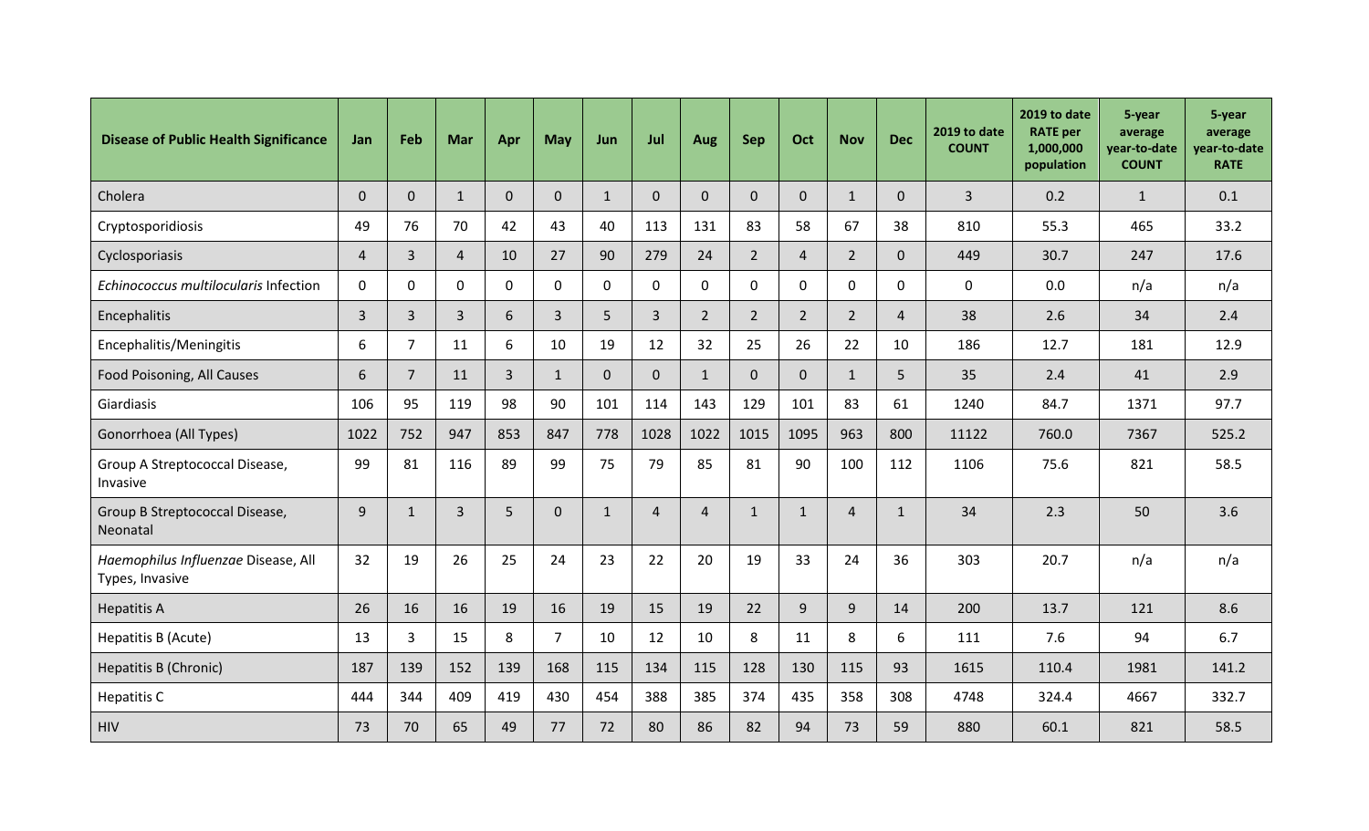| Disease of Public Health Significance | Jan | Feb | Mar | Apr | May | Jun | Jul | Aug | Sep | Oct | Nov | Dec | 2019 to date COUNT | 2019 to date RATE per 1,000,000 population | 5-year average year-to-date COUNT | 5-year average year-to-date RATE |
|---|---|---|---|---|---|---|---|---|---|---|---|---|---|---|---|---|
| Cholera | 0 | 0 | 1 | 0 | 0 | 1 | 0 | 0 | 0 | 0 | 1 | 0 | 3 | 0.2 | 1 | 0.1 |
| Cryptosporidiosis | 49 | 76 | 70 | 42 | 43 | 40 | 113 | 131 | 83 | 58 | 67 | 38 | 810 | 55.3 | 465 | 33.2 |
| Cyclosporiasis | 4 | 3 | 4 | 10 | 27 | 90 | 279 | 24 | 2 | 4 | 2 | 0 | 449 | 30.7 | 247 | 17.6 |
| *Echinococcus multilocularis* Infection | 0 | 0 | 0 | 0 | 0 | 0 | 0 | 0 | 0 | 0 | 0 | 0 | 0 | 0.0 | n/a | n/a |
| Encephalitis | 3 | 3 | 3 | 6 | 3 | 5 | 3 | 2 | 2 | 2 | 2 | 4 | 38 | 2.6 | 34 | 2.4 |
| Encephalitis/Meningitis | 6 | 7 | 11 | 6 | 10 | 19 | 12 | 32 | 25 | 26 | 22 | 10 | 186 | 12.7 | 181 | 12.9 |
| Food Poisoning, All Causes | 6 | 7 | 11 | 3 | 1 | 0 | 0 | 1 | 0 | 0 | 1 | 5 | 35 | 2.4 | 41 | 2.9 |
| Giardiasis | 106 | 95 | 119 | 98 | 90 | 101 | 114 | 143 | 129 | 101 | 83 | 61 | 1240 | 84.7 | 1371 | 97.7 |
| Gonorrhoea (All Types) | 1022 | 752 | 947 | 853 | 847 | 778 | 1028 | 1022 | 1015 | 1095 | 963 | 800 | 11122 | 760.0 | 7367 | 525.2 |
| Group A Streptococcal Disease, Invasive | 99 | 81 | 116 | 89 | 99 | 75 | 79 | 85 | 81 | 90 | 100 | 112 | 1106 | 75.6 | 821 | 58.5 |
| Group B Streptococcal Disease, Neonatal | 9 | 1 | 3 | 5 | 0 | 1 | 4 | 4 | 1 | 1 | 4 | 1 | 34 | 2.3 | 50 | 3.6 |
| *Haemophilus Influenzae* Disease, All Types, Invasive | 32 | 19 | 26 | 25 | 24 | 23 | 22 | 20 | 19 | 33 | 24 | 36 | 303 | 20.7 | n/a | n/a |
| Hepatitis A | 26 | 16 | 16 | 19 | 16 | 19 | 15 | 19 | 22 | 9 | 9 | 14 | 200 | 13.7 | 121 | 8.6 |
| Hepatitis B (Acute) | 13 | 3 | 15 | 8 | 7 | 10 | 12 | 10 | 8 | 11 | 8 | 6 | 111 | 7.6 | 94 | 6.7 |
| Hepatitis B (Chronic) | 187 | 139 | 152 | 139 | 168 | 115 | 134 | 115 | 128 | 130 | 115 | 93 | 1615 | 110.4 | 1981 | 141.2 |
| Hepatitis C | 444 | 344 | 409 | 419 | 430 | 454 | 388 | 385 | 374 | 435 | 358 | 308 | 4748 | 324.4 | 4667 | 332.7 |
| HIV | 73 | 70 | 65 | 49 | 77 | 72 | 80 | 86 | 82 | 94 | 73 | 59 | 880 | 60.1 | 821 | 58.5 |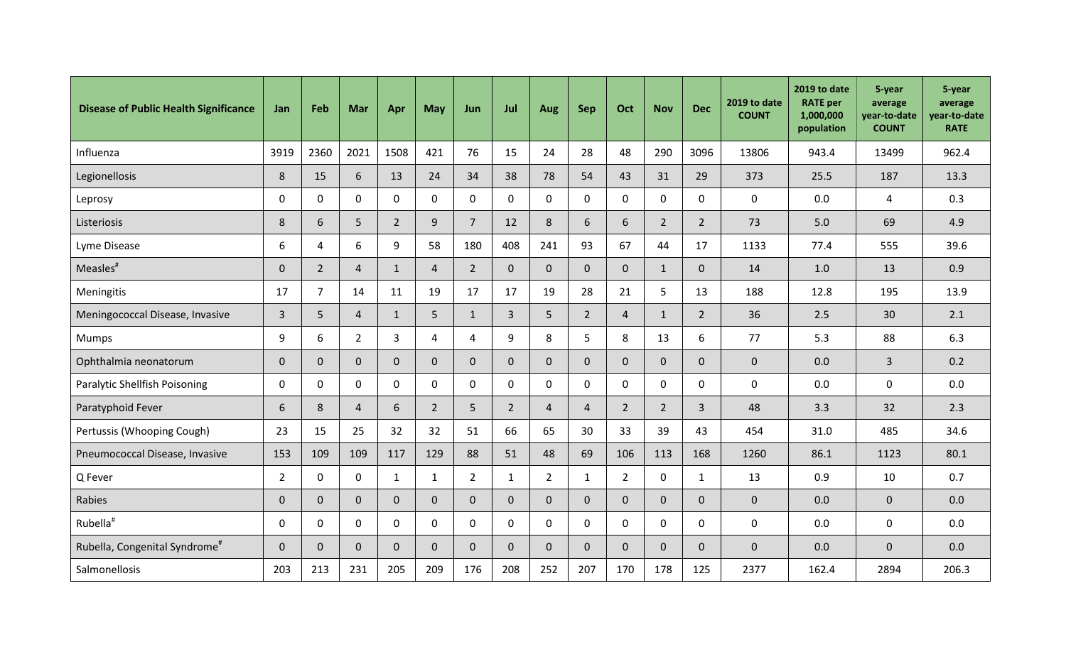| Disease of Public Health Significance | Jan | Feb | Mar | Apr | May | Jun | Jul | Aug | Sep | Oct | Nov | Dec | 2019 to date COUNT | 2019 to date RATE per 1,000,000 population | 5-year average year-to-date COUNT | 5-year average year-to-date RATE |
|---|---|---|---|---|---|---|---|---|---|---|---|---|---|---|---|---|
| Influenza | 3919 | 2360 | 2021 | 1508 | 421 | 76 | 15 | 24 | 28 | 48 | 290 | 3096 | 13806 | 943.4 | 13499 | 962.4 |
| Legionellosis | 8 | 15 | 6 | 13 | 24 | 34 | 38 | 78 | 54 | 43 | 31 | 29 | 373 | 25.5 | 187 | 13.3 |
| Leprosy | 0 | 0 | 0 | 0 | 0 | 0 | 0 | 0 | 0 | 0 | 0 | 0 | 0 | 0.0 | 4 | 0.3 |
| Listeriosis | 8 | 6 | 5 | 2 | 9 | 7 | 12 | 8 | 6 | 6 | 2 | 2 | 73 | 5.0 | 69 | 4.9 |
| Lyme Disease | 6 | 4 | 6 | 9 | 58 | 180 | 408 | 241 | 93 | 67 | 44 | 17 | 1133 | 77.4 | 555 | 39.6 |
| Measles[#] | 0 | 2 | 4 | 1 | 4 | 2 | 0 | 0 | 0 | 0 | 1 | 0 | 14 | 1.0 | 13 | 0.9 |
| Meningitis | 17 | 7 | 14 | 11 | 19 | 17 | 17 | 19 | 28 | 21 | 5 | 13 | 188 | 12.8 | 195 | 13.9 |
| Meningococcal Disease, Invasive | 3 | 5 | 4 | 1 | 5 | 1 | 3 | 5 | 2 | 4 | 1 | 2 | 36 | 2.5 | 30 | 2.1 |
| Mumps | 9 | 6 | 2 | 3 | 4 | 4 | 9 | 8 | 5 | 8 | 13 | 6 | 77 | 5.3 | 88 | 6.3 |
| Ophthalmia neonatorum | 0 | 0 | 0 | 0 | 0 | 0 | 0 | 0 | 0 | 0 | 0 | 0 | 0 | 0.0 | 3 | 0.2 |
| Paralytic Shellfish Poisoning | 0 | 0 | 0 | 0 | 0 | 0 | 0 | 0 | 0 | 0 | 0 | 0 | 0 | 0.0 | 0 | 0.0 |
| Paratyphoid Fever | 6 | 8 | 4 | 6 | 2 | 5 | 2 | 4 | 4 | 2 | 2 | 3 | 48 | 3.3 | 32 | 2.3 |
| Pertussis (Whooping Cough) | 23 | 15 | 25 | 32 | 32 | 51 | 66 | 65 | 30 | 33 | 39 | 43 | 454 | 31.0 | 485 | 34.6 |
| Pneumococcal Disease, Invasive | 153 | 109 | 109 | 117 | 129 | 88 | 51 | 48 | 69 | 106 | 113 | 168 | 1260 | 86.1 | 1123 | 80.1 |
| Q Fever | 2 | 0 | 0 | 1 | 1 | 2 | 1 | 2 | 1 | 2 | 0 | 1 | 13 | 0.9 | 10 | 0.7 |
| Rabies | 0 | 0 | 0 | 0 | 0 | 0 | 0 | 0 | 0 | 0 | 0 | 0 | 0 | 0.0 | 0 | 0.0 |
| Rubella[#] | 0 | 0 | 0 | 0 | 0 | 0 | 0 | 0 | 0 | 0 | 0 | 0 | 0 | 0.0 | 0 | 0.0 |
| Rubella, Congenital Syndrome[#] | 0 | 0 | 0 | 0 | 0 | 0 | 0 | 0 | 0 | 0 | 0 | 0 | 0 | 0.0 | 0 | 0.0 |
| Salmonellosis | 203 | 213 | 231 | 205 | 209 | 176 | 208 | 252 | 207 | 170 | 178 | 125 | 2377 | 162.4 | 2894 | 206.3 |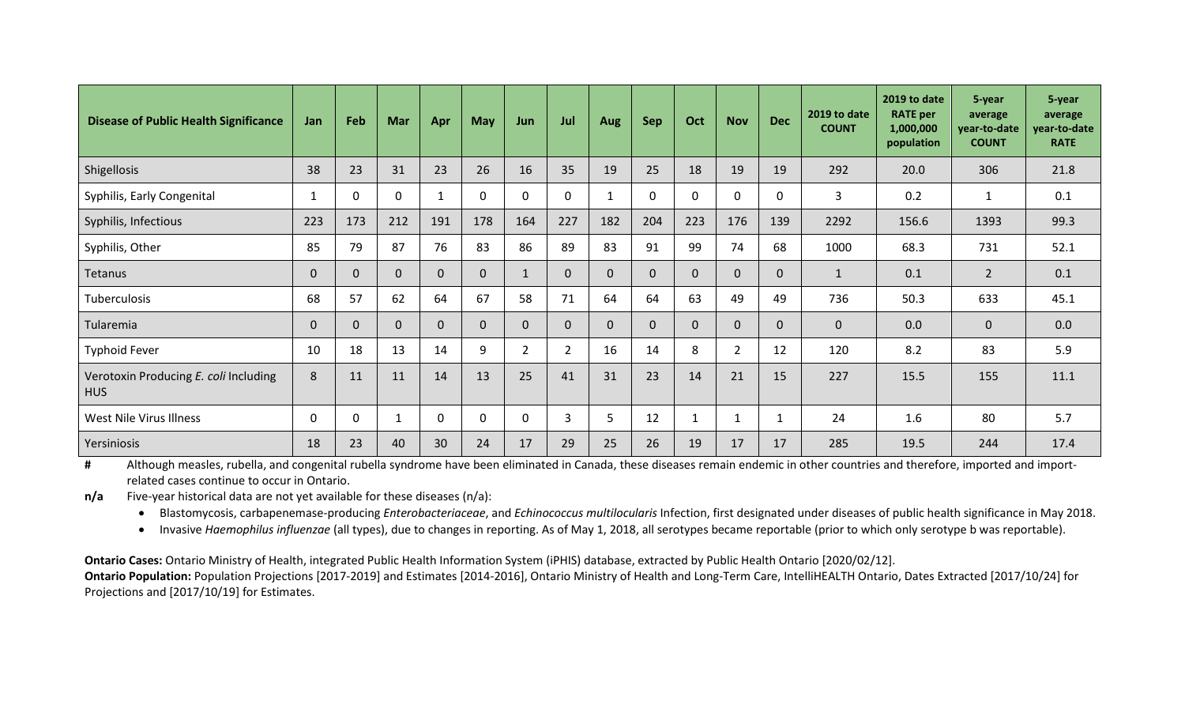| Disease of Public Health Significance | Jan | Feb | Mar | Apr | May | Jun | Jul | Aug | Sep | Oct | Nov | Dec | 2019 to date COUNT | 2019 to date RATE per 1,000,000 population | 5-year average year-to-date COUNT | 5-year average year-to-date RATE |
|---|---|---|---|---|---|---|---|---|---|---|---|---|---|---|---|---|
| Shigellosis | 38 | 23 | 31 | 23 | 26 | 16 | 35 | 19 | 25 | 18 | 19 | 19 | 292 | 20.0 | 306 | 21.8 |
| Syphilis, Early Congenital | 1 | 0 | 0 | 1 | 0 | 0 | 0 | 1 | 0 | 0 | 0 | 0 | 3 | 0.2 | 1 | 0.1 |
| Syphilis, Infectious | 223 | 173 | 212 | 191 | 178 | 164 | 227 | 182 | 204 | 223 | 176 | 139 | 2292 | 156.6 | 1393 | 99.3 |
| Syphilis, Other | 85 | 79 | 87 | 76 | 83 | 86 | 89 | 83 | 91 | 99 | 74 | 68 | 1000 | 68.3 | 731 | 52.1 |
| Tetanus | 0 | 0 | 0 | 0 | 0 | 1 | 0 | 0 | 0 | 0 | 0 | 0 | 1 | 0.1 | 2 | 0.1 |
| Tuberculosis | 68 | 57 | 62 | 64 | 67 | 58 | 71 | 64 | 64 | 63 | 49 | 49 | 736 | 50.3 | 633 | 45.1 |
| Tularemia | 0 | 0 | 0 | 0 | 0 | 0 | 0 | 0 | 0 | 0 | 0 | 0 | 0 | 0.0 | 0 | 0.0 |
| Typhoid Fever | 10 | 18 | 13 | 14 | 9 | 2 | 2 | 16 | 14 | 8 | 2 | 12 | 120 | 8.2 | 83 | 5.9 |
| Verotoxin Producing *E. coli* Including HUS | 8 | 11 | 11 | 14 | 13 | 25 | 41 | 31 | 23 | 14 | 21 | 15 | 227 | 15.5 | 155 | 11.1 |
| West Nile Virus Illness | 0 | 0 | 1 | 0 | 0 | 0 | 3 | 5 | 12 | 1 | 1 | 1 | 24 | 1.6 | 80 | 5.7 |
| Yersiniosis | 18 | 23 | 40 | 30 | 24 | 17 | 29 | 25 | 26 | 19 | 17 | 17 | 285 | 19.5 | 244 | 17.4 |

**#** Although measles, rubella, and congenital rubella syndrome have been eliminated in Canada, these diseases remain endemic in other countries and therefore, imported and import-related cases continue to occur in Ontario.

**n/a** Five-year historical data are not yet available for these diseases (n/a):

- Blastomycosis, carbapenemase-producing *Enterobacteriaceae*, and *Echinococcus multilocularis* Infection, first designated under diseases of public health significance in May 2018.
- Invasive *Haemophilus influenzae* (all types), due to changes in reporting. As of May 1, 2018, all serotypes became reportable (prior to which only serotype b was reportable).

**Ontario Cases:** Ontario Ministry of Health, integrated Public Health Information System (iPHIS) database, extracted by Public Health Ontario [2020/02/12].
**Ontario Population:** Population Projections [2017-2019] and Estimates [2014-2016], Ontario Ministry of Health and Long-Term Care, IntelliHEALTH Ontario, Dates Extracted [2017/10/24] for Projections and [2017/10/19] for Estimates.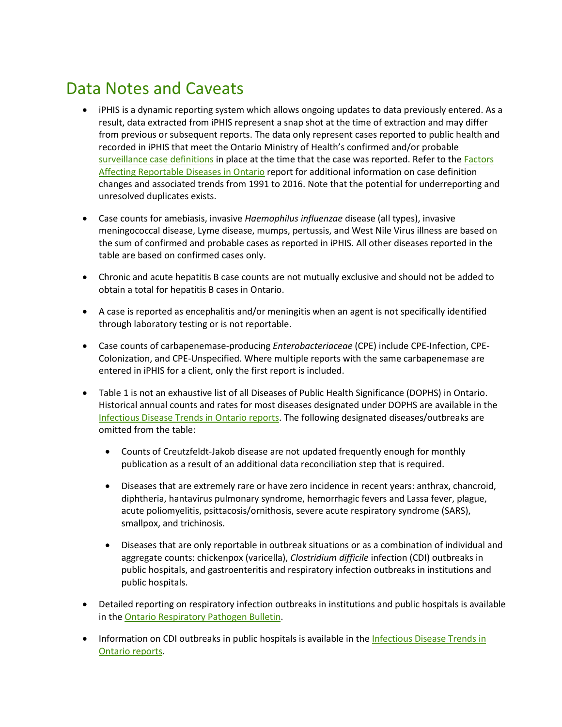# Data Notes and Caveats

- iPHIS is a dynamic reporting system which allows ongoing updates to data previously entered. As a result, data extracted from iPHIS represent a snap shot at the time of extraction and may differ from previous or subsequent reports. The data only represent cases reported to public health and recorded in iPHIS that meet the Ontario Ministry of Health's confirmed and/or probable [surveillance case definitions](#) in place at the time that the case was reported. Refer to the [Factors Affecting Reportable Diseases in Ontario](#) report for additional information on case definition changes and associated trends from 1991 to 2016. Note that the potential for underreporting and unresolved duplicates exists.

- Case counts for amebiasis, invasive *Haemophilus influenzae* disease (all types), invasive meningococcal disease, Lyme disease, mumps, pertussis, and West Nile Virus illness are based on the sum of confirmed and probable cases as reported in iPHIS. All other diseases reported in the table are based on confirmed cases only.

- Chronic and acute hepatitis B case counts are not mutually exclusive and should not be added to obtain a total for hepatitis B cases in Ontario.

- A case is reported as encephalitis and/or meningitis when an agent is not specifically identified through laboratory testing or is not reportable.

- Case counts of carbapenemase-producing *Enterobacteriaceae* (CPE) include CPE-Infection, CPE-Colonization, and CPE-Unspecified. Where multiple reports with the same carbapenemase are entered in iPHIS for a client, only the first report is included.

- Table 1 is not an exhaustive list of all Diseases of Public Health Significance (DOPHS) in Ontario. Historical annual counts and rates for most diseases designated under DOPHS are available in the [Infectious Disease Trends in Ontario reports](#). The following designated diseases/outbreaks are omitted from the table:

  - Counts of Creutzfeldt-Jakob disease are not updated frequently enough for monthly publication as a result of an additional data reconciliation step that is required.

  - Diseases that are extremely rare or have zero incidence in recent years: anthrax, chancroid, diphtheria, hantavirus pulmonary syndrome, hemorrhagic fevers and Lassa fever, plague, acute poliomyelitis, psittacosis/ornithosis, severe acute respiratory syndrome (SARS), smallpox, and trichinosis.

  - Diseases that are only reportable in outbreak situations or as a combination of individual and aggregate counts: chickenpox (varicella), *Clostridium difficile* infection (CDI) outbreaks in public hospitals, and gastroenteritis and respiratory infection outbreaks in institutions and public hospitals.

- Detailed reporting on respiratory infection outbreaks in institutions and public hospitals is available in the [Ontario Respiratory Pathogen Bulletin](#).

- Information on CDI outbreaks in public hospitals is available in the [Infectious Disease Trends in Ontario reports](#).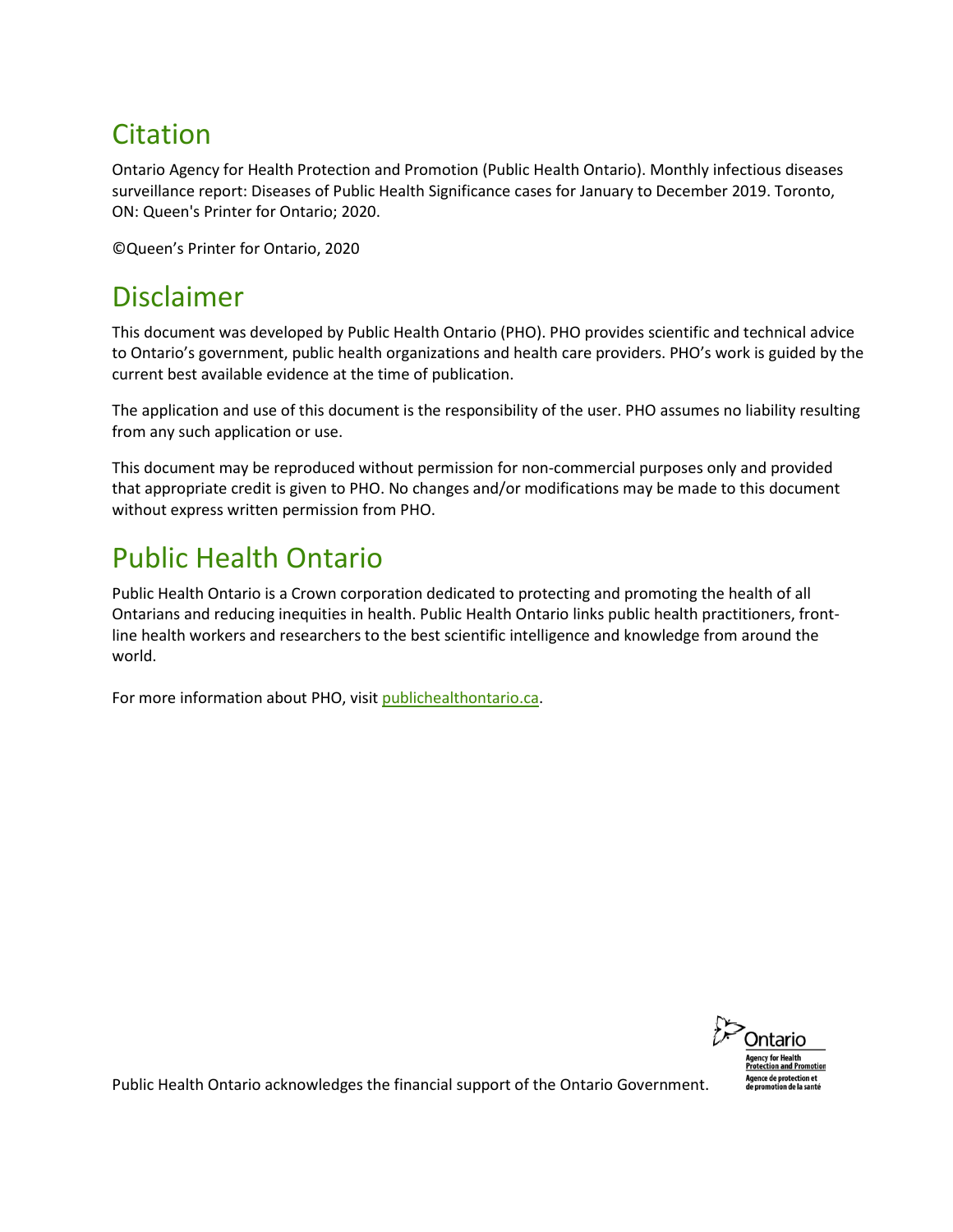## Citation

Ontario Agency for Health Protection and Promotion (Public Health Ontario). Monthly infectious diseases surveillance report: Diseases of Public Health Significance cases for January to December 2019. Toronto, ON: Queen's Printer for Ontario; 2020.

©Queen's Printer for Ontario, 2020

## Disclaimer

This document was developed by Public Health Ontario (PHO). PHO provides scientific and technical advice to Ontario's government, public health organizations and health care providers. PHO's work is guided by the current best available evidence at the time of publication.

The application and use of this document is the responsibility of the user. PHO assumes no liability resulting from any such application or use.

This document may be reproduced without permission for non-commercial purposes only and provided that appropriate credit is given to PHO. No changes and/or modifications may be made to this document without express written permission from PHO.

## Public Health Ontario

Public Health Ontario is a Crown corporation dedicated to protecting and promoting the health of all Ontarians and reducing inequities in health. Public Health Ontario links public health practitioners, front-line health workers and researchers to the best scientific intelligence and knowledge from around the world.

For more information about PHO, visit [publichealthontario.ca](publichealthontario.ca).

Public Health Ontario acknowledges the financial support of the Ontario Government.

Ontario
Agency for Health Protection and Promotion
Agence de protection et de promotion de la santé